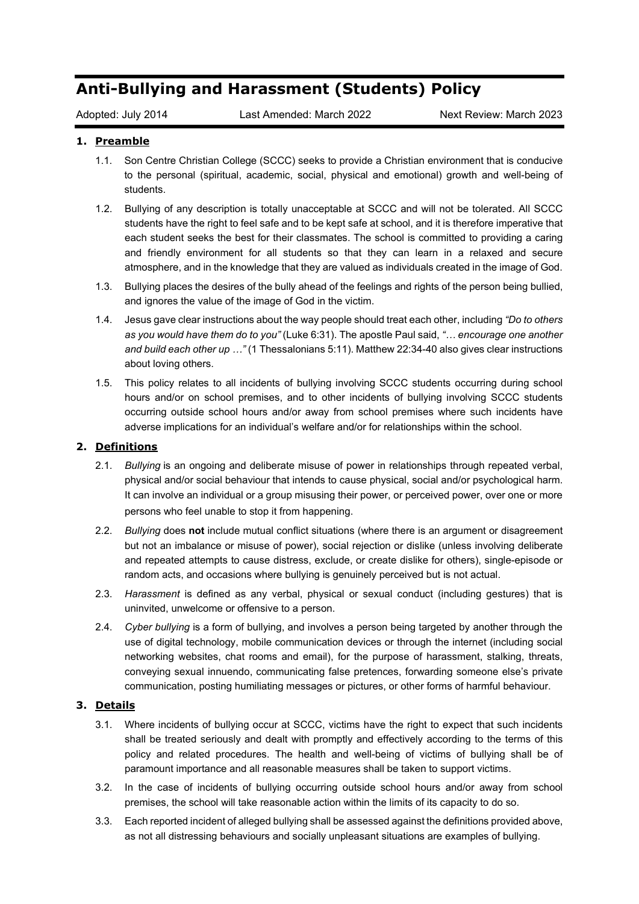# Anti-Bullying and Harassment (Students) Policy

Adopted: July 2014 Last Amended: March 2022 Next Review: March 2023

## 1. Preamble

1.1. Son Centre Christian College (SCCC) seeks to provide a Christian environment that is conducive to the personal (spiritual, academic, social, physical and emotional) growth and well-being of students.

1.2. Bullying of any description is totally unacceptable at SCCC and will not be tolerated. All SCCC students have the right to feel safe and to be kept safe at school, and it is therefore imperative that each student seeks the best for their classmates. The school is committed to providing a caring and friendly environment for all students so that they can learn in a relaxed and secure atmosphere, and in the knowledge that they are valued as individuals created in the image of God.

1.3. Bullying places the desires of the bully ahead of the feelings and rights of the person being bullied, and ignores the value of the image of God in the victim.

1.4. Jesus gave clear instructions about the way people should treat each other, including *"Do to others as you would have them do to you"* (Luke 6:31). The apostle Paul said, *"… encourage one another and build each other up …"* (1 Thessalonians 5:11). Matthew 22:34-40 also gives clear instructions about loving others.

1.5. This policy relates to all incidents of bullying involving SCCC students occurring during school hours and/or on school premises, and to other incidents of bullying involving SCCC students occurring outside school hours and/or away from school premises where such incidents have adverse implications for an individual's welfare and/or for relationships within the school.

## 2. Definitions

2.1. *Bullying* is an ongoing and deliberate misuse of power in relationships through repeated verbal, physical and/or social behaviour that intends to cause physical, social and/or psychological harm. It can involve an individual or a group misusing their power, or perceived power, over one or more persons who feel unable to stop it from happening.

2.2. *Bullying* does **not** include mutual conflict situations (where there is an argument or disagreement but not an imbalance or misuse of power), social rejection or dislike (unless involving deliberate and repeated attempts to cause distress, exclude, or create dislike for others), single-episode or random acts, and occasions where bullying is genuinely perceived but is not actual.

2.3. *Harassment* is defined as any verbal, physical or sexual conduct (including gestures) that is uninvited, unwelcome or offensive to a person.

2.4. *Cyber bullying* is a form of bullying, and involves a person being targeted by another through the use of digital technology, mobile communication devices or through the internet (including social networking websites, chat rooms and email), for the purpose of harassment, stalking, threats, conveying sexual innuendo, communicating false pretences, forwarding someone else's private communication, posting humiliating messages or pictures, or other forms of harmful behaviour.

## 3. Details

3.1. Where incidents of bullying occur at SCCC, victims have the right to expect that such incidents shall be treated seriously and dealt with promptly and effectively according to the terms of this policy and related procedures. The health and well-being of victims of bullying shall be of paramount importance and all reasonable measures shall be taken to support victims.

3.2. In the case of incidents of bullying occurring outside school hours and/or away from school premises, the school will take reasonable action within the limits of its capacity to do so.

3.3. Each reported incident of alleged bullying shall be assessed against the definitions provided above, as not all distressing behaviours and socially unpleasant situations are examples of bullying.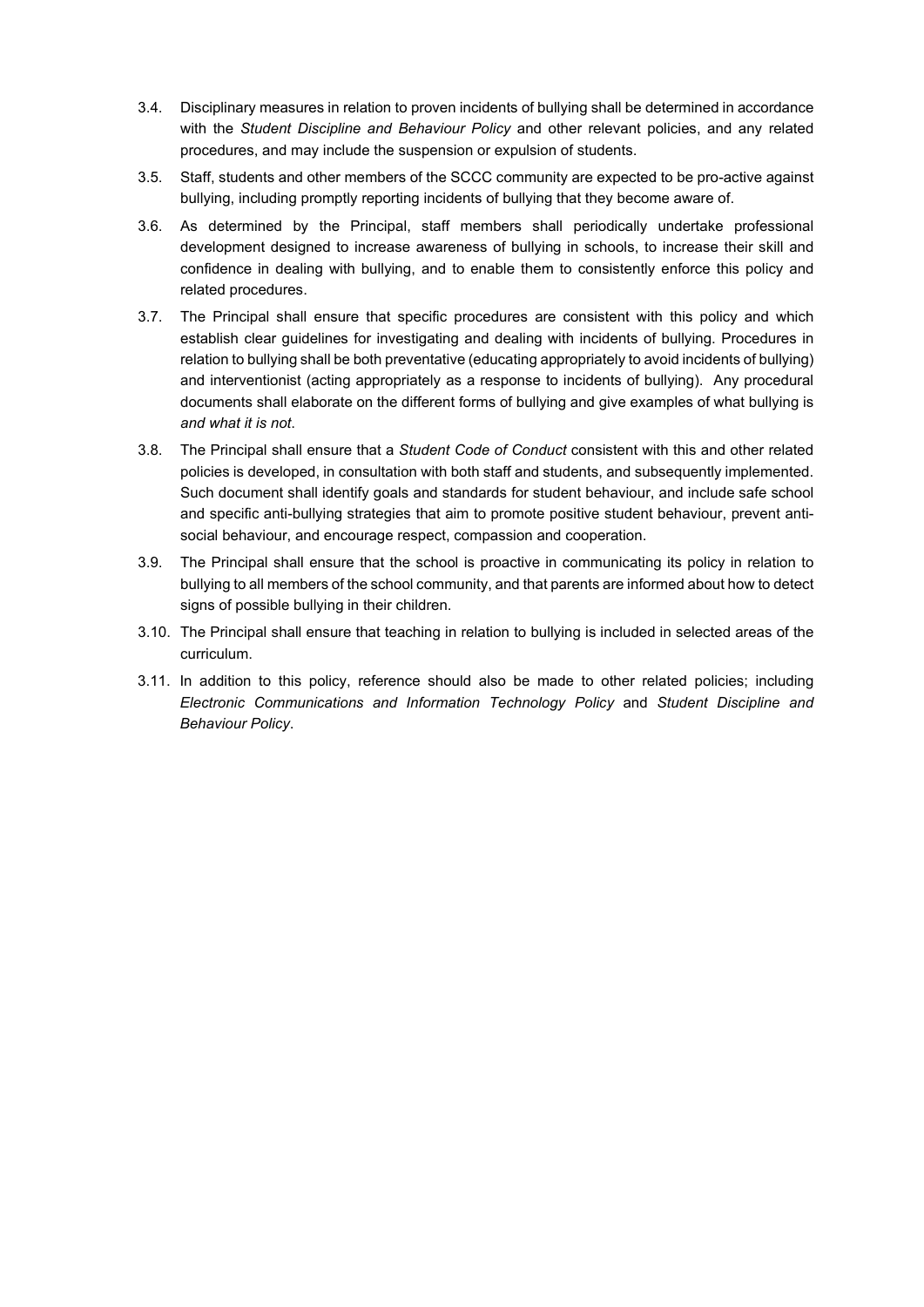3.4. Disciplinary measures in relation to proven incidents of bullying shall be determined in accordance with the *Student Discipline and Behaviour Policy* and other relevant policies, and any related procedures, and may include the suspension or expulsion of students.

3.5. Staff, students and other members of the SCCC community are expected to be pro-active against bullying, including promptly reporting incidents of bullying that they become aware of.

3.6. As determined by the Principal, staff members shall periodically undertake professional development designed to increase awareness of bullying in schools, to increase their skill and confidence in dealing with bullying, and to enable them to consistently enforce this policy and related procedures.

3.7. The Principal shall ensure that specific procedures are consistent with this policy and which establish clear guidelines for investigating and dealing with incidents of bullying. Procedures in relation to bullying shall be both preventative (educating appropriately to avoid incidents of bullying) and interventionist (acting appropriately as a response to incidents of bullying). Any procedural documents shall elaborate on the different forms of bullying and give examples of what bullying is *and what it is not*.

3.8. The Principal shall ensure that a *Student Code of Conduct* consistent with this and other related policies is developed, in consultation with both staff and students, and subsequently implemented. Such document shall identify goals and standards for student behaviour, and include safe school and specific anti-bullying strategies that aim to promote positive student behaviour, prevent anti-social behaviour, and encourage respect, compassion and cooperation.

3.9. The Principal shall ensure that the school is proactive in communicating its policy in relation to bullying to all members of the school community, and that parents are informed about how to detect signs of possible bullying in their children.

3.10. The Principal shall ensure that teaching in relation to bullying is included in selected areas of the curriculum.

3.11. In addition to this policy, reference should also be made to other related policies; including *Electronic Communications and Information Technology Policy* and *Student Discipline and Behaviour Policy*.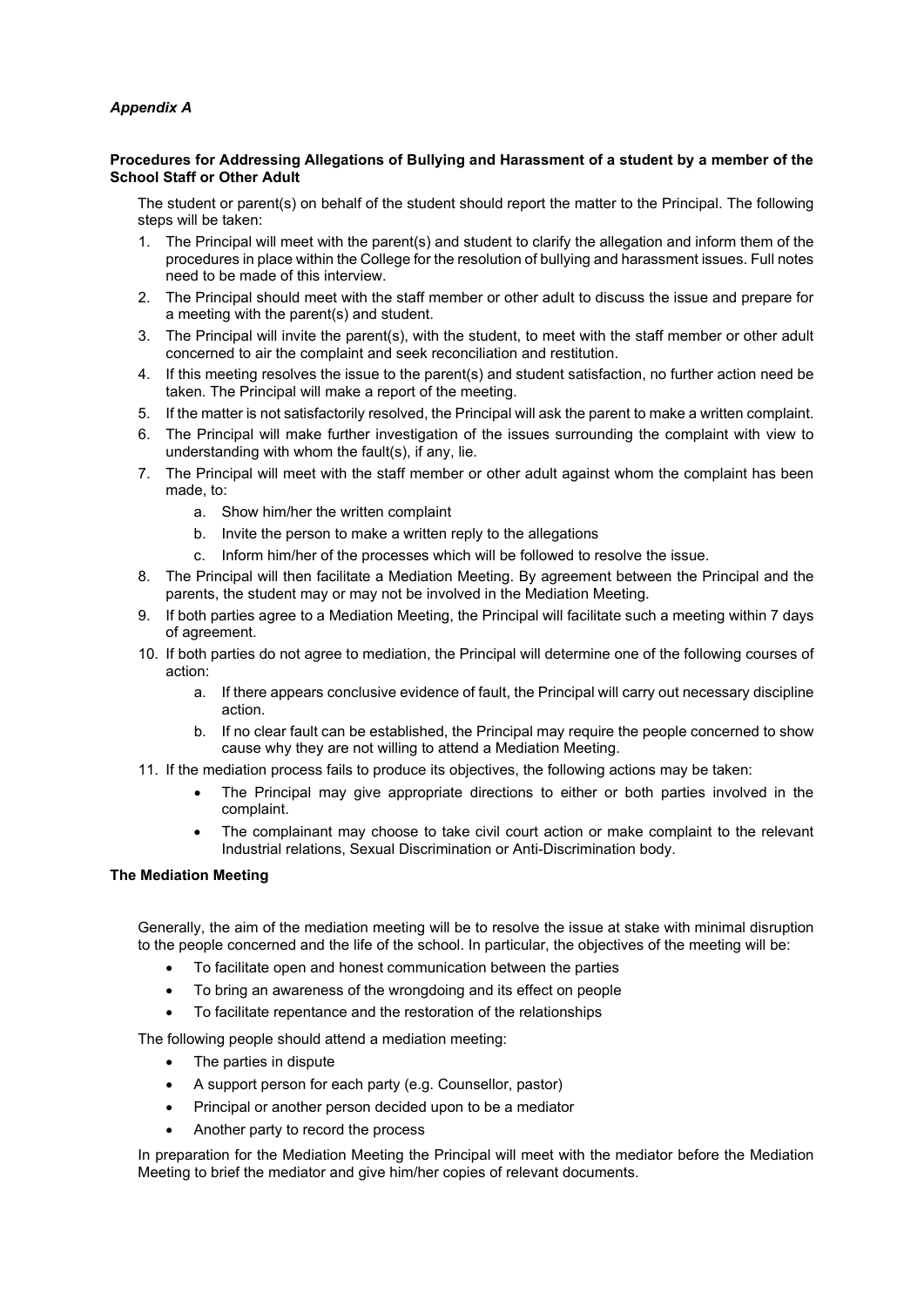***Appendix A***

**Procedures for Addressing Allegations of Bullying and Harassment of a student by a member of the School Staff or Other Adult**

The student or parent(s) on behalf of the student should report the matter to the Principal. The following steps will be taken:

1. The Principal will meet with the parent(s) and student to clarify the allegation and inform them of the procedures in place within the College for the resolution of bullying and harassment issues. Full notes need to be made of this interview.
2. The Principal should meet with the staff member or other adult to discuss the issue and prepare for a meeting with the parent(s) and student.
3. The Principal will invite the parent(s), with the student, to meet with the staff member or other adult concerned to air the complaint and seek reconciliation and restitution.
4. If this meeting resolves the issue to the parent(s) and student satisfaction, no further action need be taken. The Principal will make a report of the meeting.
5. If the matter is not satisfactorily resolved, the Principal will ask the parent to make a written complaint.
6. The Principal will make further investigation of the issues surrounding the complaint with view to understanding with whom the fault(s), if any, lie.
7. The Principal will meet with the staff member or other adult against whom the complaint has been made, to:
   a. Show him/her the written complaint
   b. Invite the person to make a written reply to the allegations
   c. Inform him/her of the processes which will be followed to resolve the issue.
8. The Principal will then facilitate a Mediation Meeting. By agreement between the Principal and the parents, the student may or may not be involved in the Mediation Meeting.
9. If both parties agree to a Mediation Meeting, the Principal will facilitate such a meeting within 7 days of agreement.
10. If both parties do not agree to mediation, the Principal will determine one of the following courses of action:
    a. If there appears conclusive evidence of fault, the Principal will carry out necessary discipline action.
    b. If no clear fault can be established, the Principal may require the people concerned to show cause why they are not willing to attend a Mediation Meeting.
11. If the mediation process fails to produce its objectives, the following actions may be taken:
    - The Principal may give appropriate directions to either or both parties involved in the complaint.
    - The complainant may choose to take civil court action or make complaint to the relevant Industrial relations, Sexual Discrimination or Anti-Discrimination body.

**The Mediation Meeting**

Generally, the aim of the mediation meeting will be to resolve the issue at stake with minimal disruption to the people concerned and the life of the school. In particular, the objectives of the meeting will be:

- To facilitate open and honest communication between the parties
- To bring an awareness of the wrongdoing and its effect on people
- To facilitate repentance and the restoration of the relationships

The following people should attend a mediation meeting:

- The parties in dispute
- A support person for each party (e.g. Counsellor, pastor)
- Principal or another person decided upon to be a mediator
- Another party to record the process

In preparation for the Mediation Meeting the Principal will meet with the mediator before the Mediation Meeting to brief the mediator and give him/her copies of relevant documents.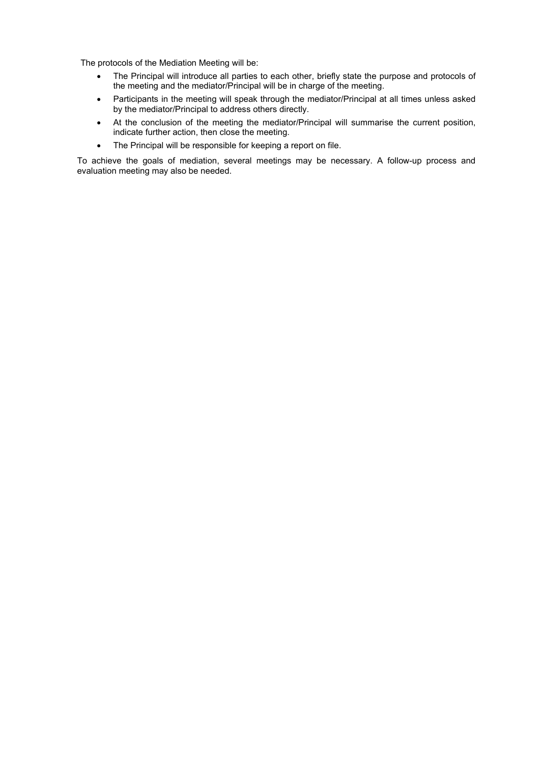The protocols of the Mediation Meeting will be:

- The Principal will introduce all parties to each other, briefly state the purpose and protocols of the meeting and the mediator/Principal will be in charge of the meeting.
- Participants in the meeting will speak through the mediator/Principal at all times unless asked by the mediator/Principal to address others directly.
- At the conclusion of the meeting the mediator/Principal will summarise the current position, indicate further action, then close the meeting.
- The Principal will be responsible for keeping a report on file.

To achieve the goals of mediation, several meetings may be necessary. A follow-up process and evaluation meeting may also be needed.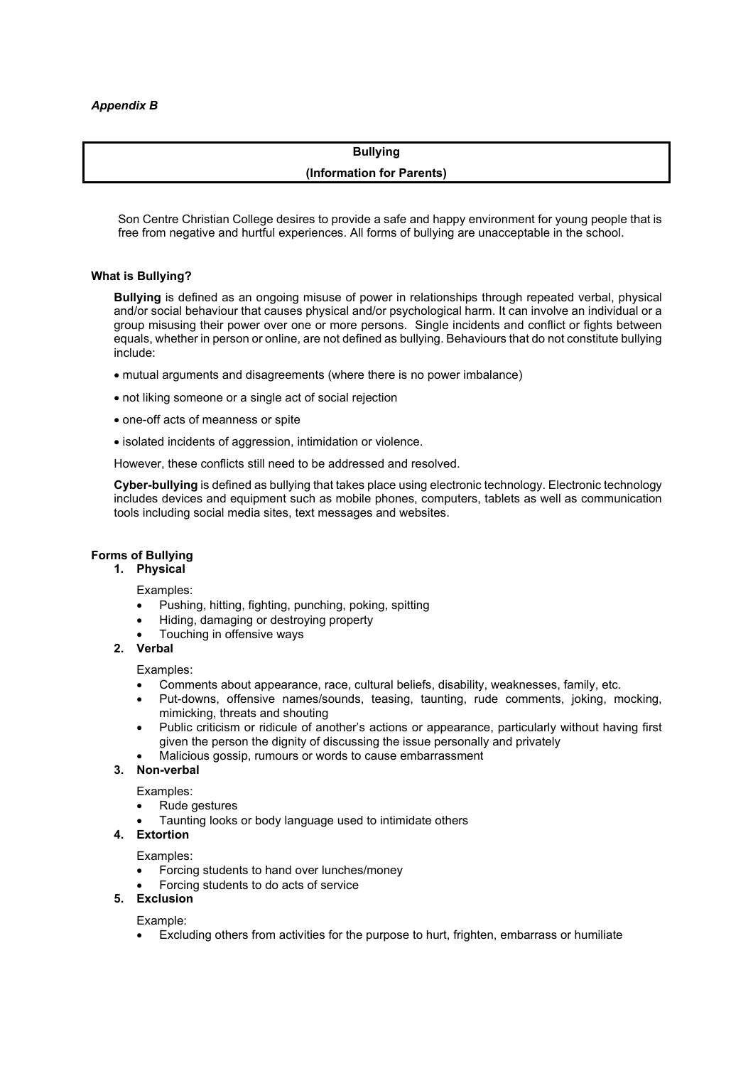*Appendix B*

## Bullying
## (Information for Parents)

Son Centre Christian College desires to provide a safe and happy environment for young people that is free from negative and hurtful experiences. All forms of bullying are unacceptable in the school.

### What is Bullying?

**Bullying** is defined as an ongoing misuse of power in relationships through repeated verbal, physical and/or social behaviour that causes physical and/or psychological harm. It can involve an individual or a group misusing their power over one or more persons. Single incidents and conflict or fights between equals, whether in person or online, are not defined as bullying. Behaviours that do not constitute bullying include:

- mutual arguments and disagreements (where there is no power imbalance)
- not liking someone or a single act of social rejection
- one-off acts of meanness or spite
- isolated incidents of aggression, intimidation or violence.

However, these conflicts still need to be addressed and resolved.

**Cyber-bullying** is defined as bullying that takes place using electronic technology. Electronic technology includes devices and equipment such as mobile phones, computers, tablets as well as communication tools including social media sites, text messages and websites.

### Forms of Bullying

1. **Physical**

   Examples:
   - Pushing, hitting, fighting, punching, poking, spitting
   - Hiding, damaging or destroying property
   - Touching in offensive ways

2. **Verbal**

   Examples:
   - Comments about appearance, race, cultural beliefs, disability, weaknesses, family, etc.
   - Put-downs, offensive names/sounds, teasing, taunting, rude comments, joking, mocking, mimicking, threats and shouting
   - Public criticism or ridicule of another's actions or appearance, particularly without having first given the person the dignity of discussing the issue personally and privately
   - Malicious gossip, rumours or words to cause embarrassment

3. **Non-verbal**

   Examples:
   - Rude gestures
   - Taunting looks or body language used to intimidate others

4. **Extortion**

   Examples:
   - Forcing students to hand over lunches/money
   - Forcing students to do acts of service

5. **Exclusion**

   Example:
   - Excluding others from activities for the purpose to hurt, frighten, embarrass or humiliate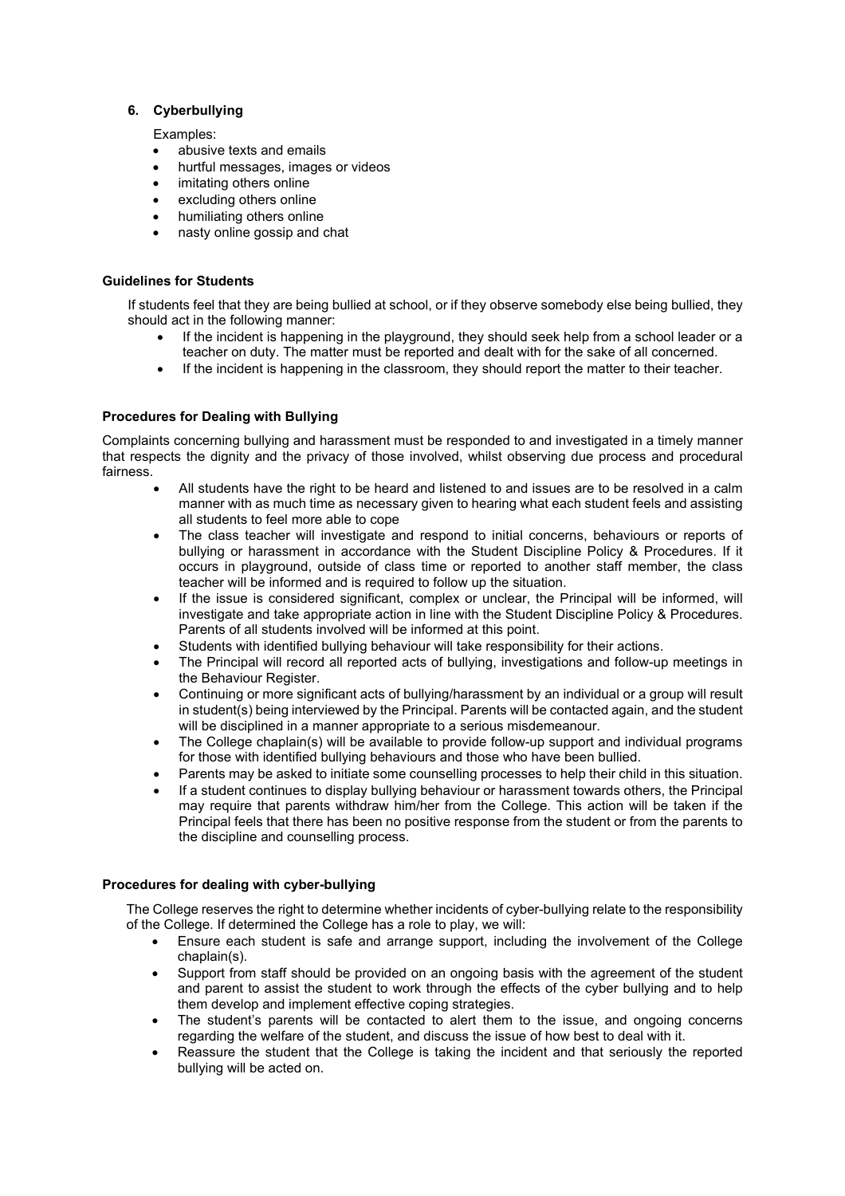**6. Cyberbullying**

Examples:

- abusive texts and emails
- hurtful messages, images or videos
- imitating others online
- excluding others online
- humiliating others online
- nasty online gossip and chat

**Guidelines for Students**

If students feel that they are being bullied at school, or if they observe somebody else being bullied, they should act in the following manner:

- If the incident is happening in the playground, they should seek help from a school leader or a teacher on duty. The matter must be reported and dealt with for the sake of all concerned.
- If the incident is happening in the classroom, they should report the matter to their teacher.

**Procedures for Dealing with Bullying**

Complaints concerning bullying and harassment must be responded to and investigated in a timely manner that respects the dignity and the privacy of those involved, whilst observing due process and procedural fairness.

- All students have the right to be heard and listened to and issues are to be resolved in a calm manner with as much time as necessary given to hearing what each student feels and assisting all students to feel more able to cope
- The class teacher will investigate and respond to initial concerns, behaviours or reports of bullying or harassment in accordance with the Student Discipline Policy & Procedures. If it occurs in playground, outside of class time or reported to another staff member, the class teacher will be informed and is required to follow up the situation.
- If the issue is considered significant, complex or unclear, the Principal will be informed, will investigate and take appropriate action in line with the Student Discipline Policy & Procedures. Parents of all students involved will be informed at this point.
- Students with identified bullying behaviour will take responsibility for their actions.
- The Principal will record all reported acts of bullying, investigations and follow-up meetings in the Behaviour Register.
- Continuing or more significant acts of bullying/harassment by an individual or a group will result in student(s) being interviewed by the Principal. Parents will be contacted again, and the student will be disciplined in a manner appropriate to a serious misdemeanour.
- The College chaplain(s) will be available to provide follow-up support and individual programs for those with identified bullying behaviours and those who have been bullied.
- Parents may be asked to initiate some counselling processes to help their child in this situation.
- If a student continues to display bullying behaviour or harassment towards others, the Principal may require that parents withdraw him/her from the College. This action will be taken if the Principal feels that there has been no positive response from the student or from the parents to the discipline and counselling process.

**Procedures for dealing with cyber-bullying**

The College reserves the right to determine whether incidents of cyber-bullying relate to the responsibility of the College. If determined the College has a role to play, we will:

- Ensure each student is safe and arrange support, including the involvement of the College chaplain(s).
- Support from staff should be provided on an ongoing basis with the agreement of the student and parent to assist the student to work through the effects of the cyber bullying and to help them develop and implement effective coping strategies.
- The student's parents will be contacted to alert them to the issue, and ongoing concerns regarding the welfare of the student, and discuss the issue of how best to deal with it.
- Reassure the student that the College is taking the incident and that seriously the reported bullying will be acted on.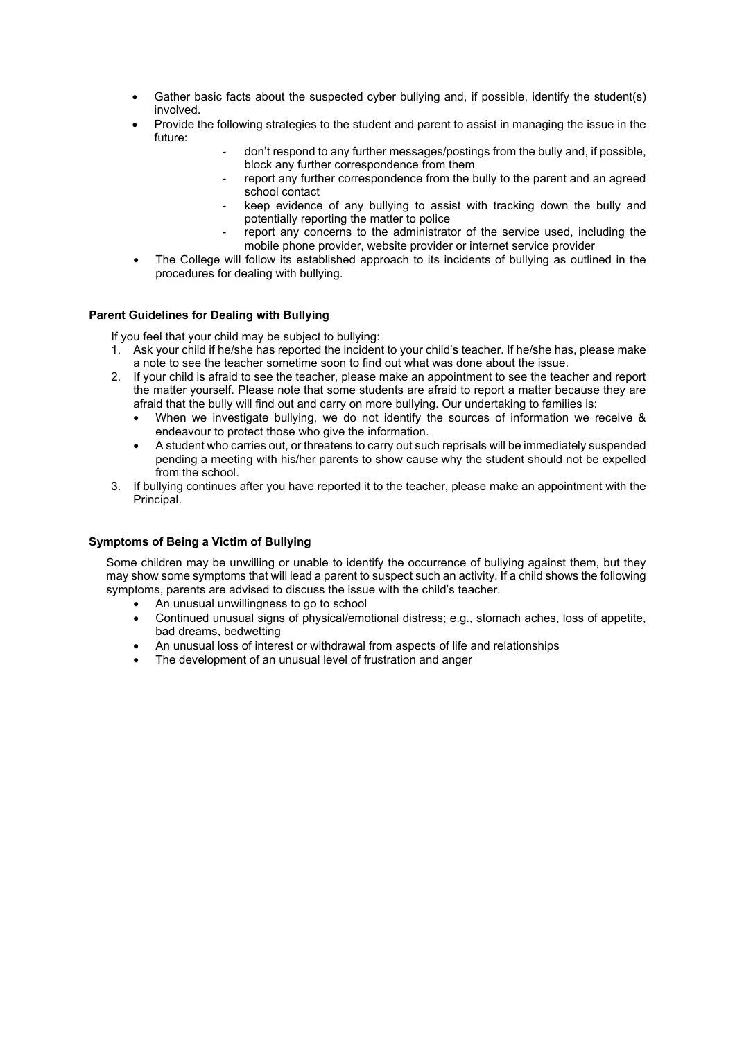- Gather basic facts about the suspected cyber bullying and, if possible, identify the student(s) involved.
- Provide the following strategies to the student and parent to assist in managing the issue in the future:
  - don't respond to any further messages/postings from the bully and, if possible, block any further correspondence from them
  - report any further correspondence from the bully to the parent and an agreed school contact
  - keep evidence of any bullying to assist with tracking down the bully and potentially reporting the matter to police
  - report any concerns to the administrator of the service used, including the mobile phone provider, website provider or internet service provider
- The College will follow its established approach to its incidents of bullying as outlined in the procedures for dealing with bullying.

**Parent Guidelines for Dealing with Bullying**

If you feel that your child may be subject to bullying:

1. Ask your child if he/she has reported the incident to your child's teacher. If he/she has, please make a note to see the teacher sometime soon to find out what was done about the issue.
2. If your child is afraid to see the teacher, please make an appointment to see the teacher and report the matter yourself. Please note that some students are afraid to report a matter because they are afraid that the bully will find out and carry on more bullying. Our undertaking to families is:
   - When we investigate bullying, we do not identify the sources of information we receive & endeavour to protect those who give the information.
   - A student who carries out, or threatens to carry out such reprisals will be immediately suspended pending a meeting with his/her parents to show cause why the student should not be expelled from the school.
3. If bullying continues after you have reported it to the teacher, please make an appointment with the Principal.

**Symptoms of Being a Victim of Bullying**

Some children may be unwilling or unable to identify the occurrence of bullying against them, but they may show some symptoms that will lead a parent to suspect such an activity. If a child shows the following symptoms, parents are advised to discuss the issue with the child's teacher.

- An unusual unwillingness to go to school
- Continued unusual signs of physical/emotional distress; e.g., stomach aches, loss of appetite, bad dreams, bedwetting
- An unusual loss of interest or withdrawal from aspects of life and relationships
- The development of an unusual level of frustration and anger